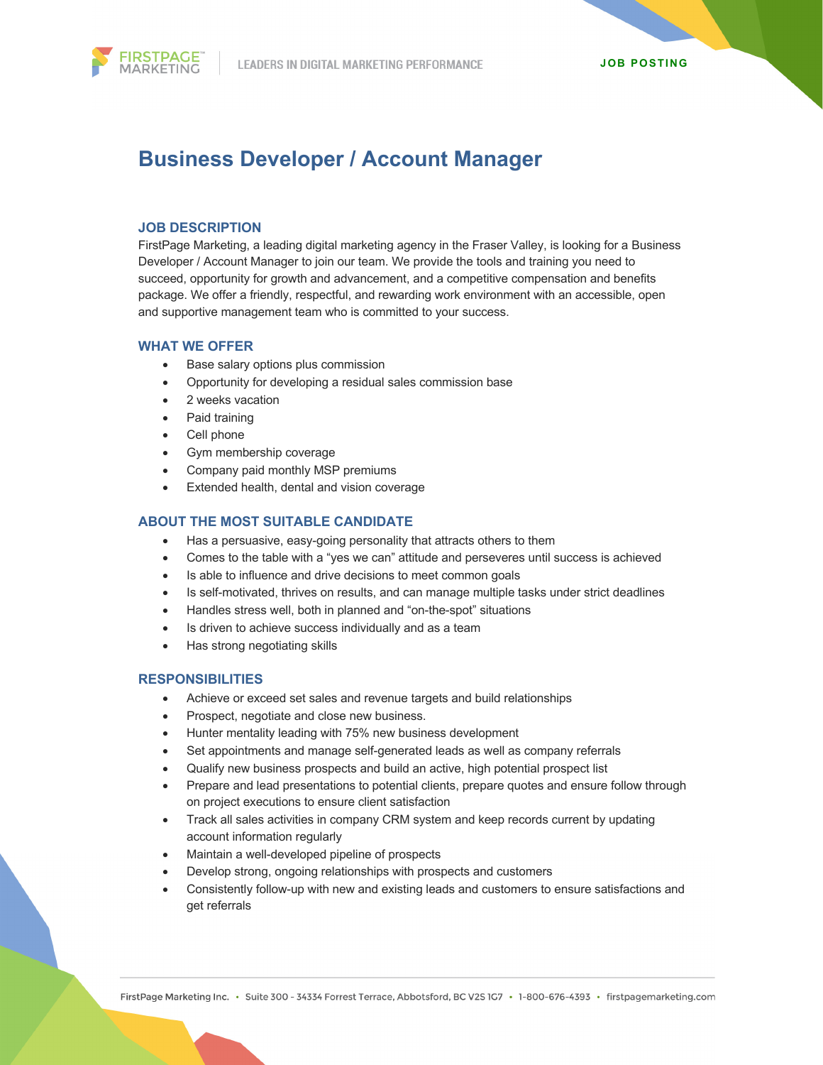# Business Developer / Account Manager

## JOB DESCRIPTION

FirstPage Marketing, a leading digital marketing agency in the Fraser Valley, is looking for a Business Developer / Account Manager to join our team. We provide the tools and training you need to succeed, opportunity for growth and advancement, and a competitive compensation and benefits package. We offer a friendly, respectful, and rewarding work environment with an accessible, open and supportive management team who is committed to your success.

## WHAT WE OFFER

- Base salary options plus commission
- Opportunity for developing a residual sales commission base
- 2 weeks vacation
- Paid training
- Cell phone
- Gym membership coverage
- Company paid monthly MSP premiums
- Extended health, dental and vision coverage

## ABOUT THE MOST SUITABLE CANDIDATE

- Has a persuasive, easy-going personality that attracts others to them
- Comes to the table with a “yes we can” attitude and perseveres until success is achieved
- Is able to influence and drive decisions to meet common goals
- Is self-motivated, thrives on results, and can manage multiple tasks under strict deadlines
- Handles stress well, both in planned and “on-the-spot” situations
- Is driven to achieve success individually and as a team
- Has strong negotiating skills

## RESPONSIBILITIES

- Achieve or exceed set sales and revenue targets and build relationships
- Prospect, negotiate and close new business.
- Hunter mentality leading with 75% new business development
- Set appointments and manage self-generated leads as well as company referrals
- Qualify new business prospects and build an active, high potential prospect list
- Prepare and lead presentations to potential clients, prepare quotes and ensure follow through on project executions to ensure client satisfaction
- Track all sales activities in company CRM system and keep records current by updating account information regularly
- Maintain a well-developed pipeline of prospects
- Develop strong, ongoing relationships with prospects and customers
- Consistently follow-up with new and existing leads and customers to ensure satisfactions and get referrals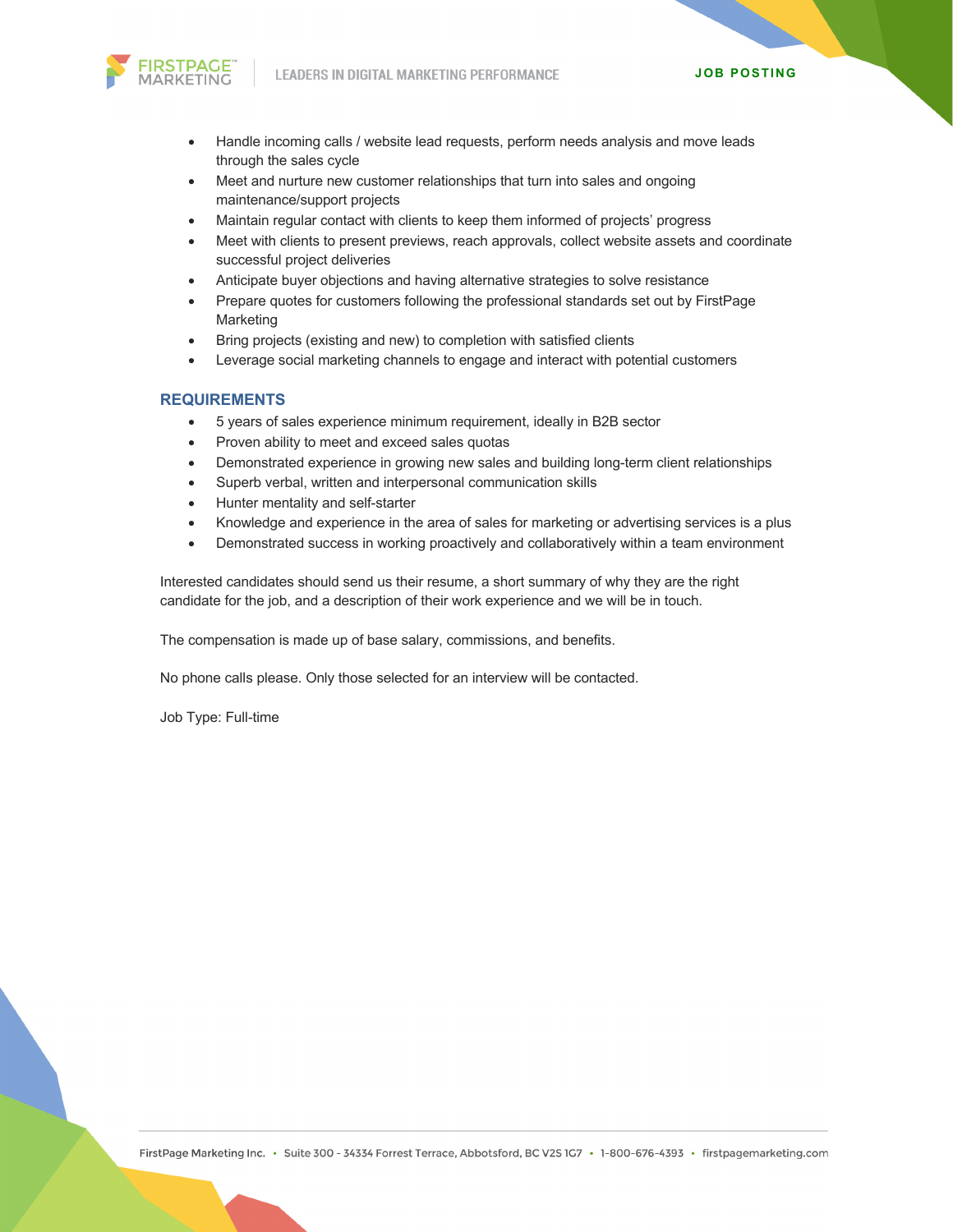- Handle incoming calls / website lead requests, perform needs analysis and move leads through the sales cycle
- Meet and nurture new customer relationships that turn into sales and ongoing maintenance/support projects
- Maintain regular contact with clients to keep them informed of projects' progress
- Meet with clients to present previews, reach approvals, collect website assets and coordinate successful project deliveries
- Anticipate buyer objections and having alternative strategies to solve resistance
- Prepare quotes for customers following the professional standards set out by FirstPage Marketing
- Bring projects (existing and new) to completion with satisfied clients
- Leverage social marketing channels to engage and interact with potential customers

## REQUIREMENTS

- 5 years of sales experience minimum requirement, ideally in B2B sector
- Proven ability to meet and exceed sales quotas
- Demonstrated experience in growing new sales and building long-term client relationships
- Superb verbal, written and interpersonal communication skills
- Hunter mentality and self-starter
- Knowledge and experience in the area of sales for marketing or advertising services is a plus
- Demonstrated success in working proactively and collaboratively within a team environment

Interested candidates should send us their resume, a short summary of why they are the right candidate for the job, and a description of their work experience and we will be in touch.

The compensation is made up of base salary, commissions, and benefits.

No phone calls please. Only those selected for an interview will be contacted.

Job Type: Full-time